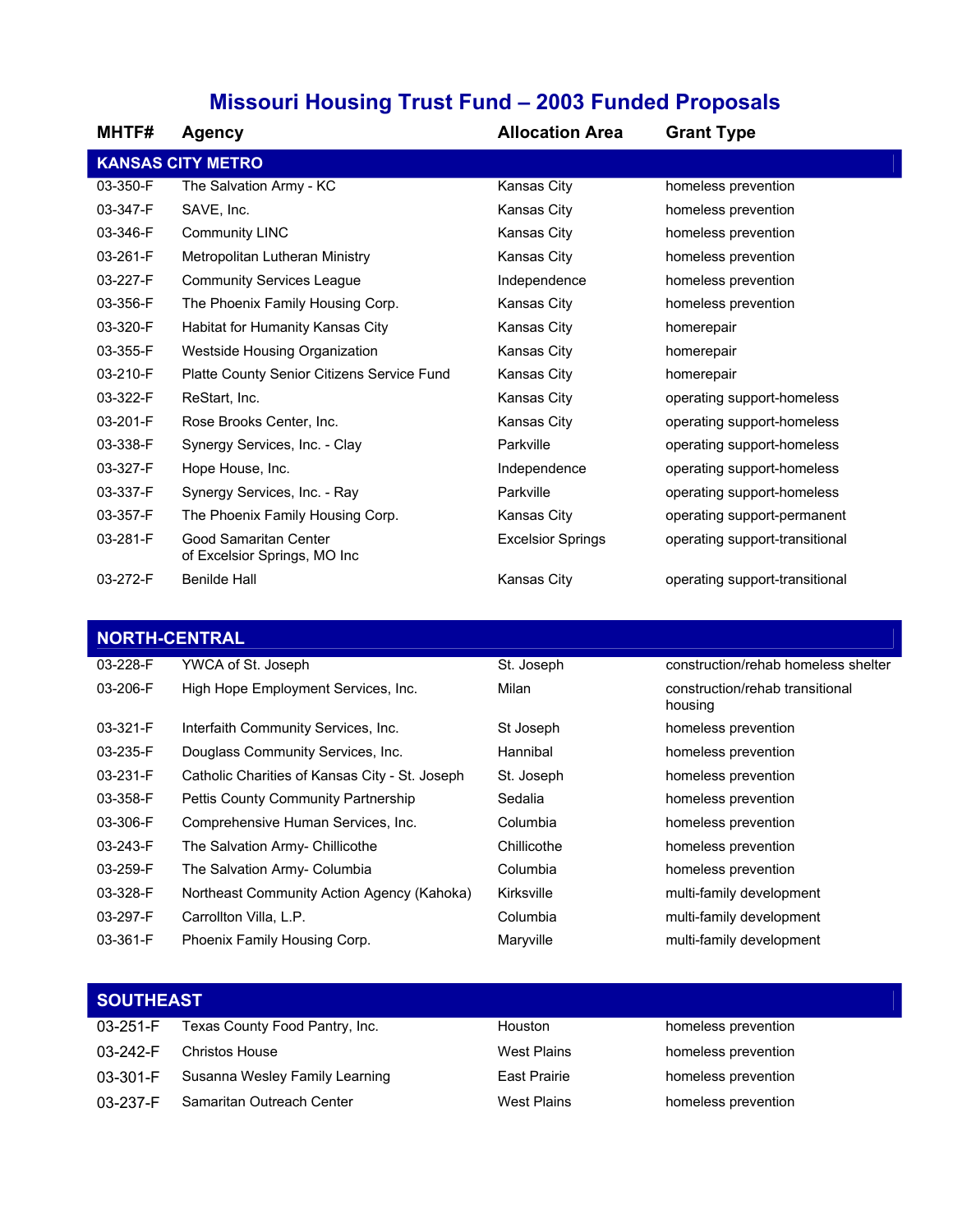# Missouri Housing Trust Fund – 2003 Funded Proposals

| MHTF# | Agency | Allocation Area | Grant Type |
|---|---|---|---|
| **KANSAS CITY METRO** | | | |
| 03-350-F | The Salvation Army - KC | Kansas City | homeless prevention |
| 03-347-F | SAVE, Inc. | Kansas City | homeless prevention |
| 03-346-F | Community LINC | Kansas City | homeless prevention |
| 03-261-F | Metropolitan Lutheran Ministry | Kansas City | homeless prevention |
| 03-227-F | Community Services League | Independence | homeless prevention |
| 03-356-F | The Phoenix Family Housing Corp. | Kansas City | homeless prevention |
| 03-320-F | Habitat for Humanity Kansas City | Kansas City | homerepair |
| 03-355-F | Westside Housing Organization | Kansas City | homerepair |
| 03-210-F | Platte County Senior Citizens Service Fund | Kansas City | homerepair |
| 03-322-F | ReStart, Inc. | Kansas City | operating support-homeless |
| 03-201-F | Rose Brooks Center, Inc. | Kansas City | operating support-homeless |
| 03-338-F | Synergy Services, Inc. - Clay | Parkville | operating support-homeless |
| 03-327-F | Hope House, Inc. | Independence | operating support-homeless |
| 03-337-F | Synergy Services, Inc. - Ray | Parkville | operating support-homeless |
| 03-357-F | The Phoenix Family Housing Corp. | Kansas City | operating support-permanent |
| 03-281-F | Good Samaritan Center of Excelsior Springs, MO Inc | Excelsior Springs | operating support-transitional |
| 03-272-F | Benilde Hall | Kansas City | operating support-transitional |
| **NORTH-CENTRAL** | | | |
| 03-228-F | YWCA of St. Joseph | St. Joseph | construction/rehab homeless shelter |
| 03-206-F | High Hope Employment Services, Inc. | Milan | construction/rehab transitional housing |
| 03-321-F | Interfaith Community Services, Inc. | St Joseph | homeless prevention |
| 03-235-F | Douglass Community Services, Inc. | Hannibal | homeless prevention |
| 03-231-F | Catholic Charities of Kansas City - St. Joseph | St. Joseph | homeless prevention |
| 03-358-F | Pettis County Community Partnership | Sedalia | homeless prevention |
| 03-306-F | Comprehensive Human Services, Inc. | Columbia | homeless prevention |
| 03-243-F | The Salvation Army- Chillicothe | Chillicothe | homeless prevention |
| 03-259-F | The Salvation Army- Columbia | Columbia | homeless prevention |
| 03-328-F | Northeast Community Action Agency (Kahoka) | Kirksville | multi-family development |
| 03-297-F | Carrollton Villa, L.P. | Columbia | multi-family development |
| 03-361-F | Phoenix Family Housing Corp. | Maryville | multi-family development |
| **SOUTHEAST** | | | |
| 03-251-F | Texas County Food Pantry, Inc. | Houston | homeless prevention |
| 03-242-F | Christos House | West Plains | homeless prevention |
| 03-301-F | Susanna Wesley Family Learning | East Prairie | homeless prevention |
| 03-237-F | Samaritan Outreach Center | West Plains | homeless prevention |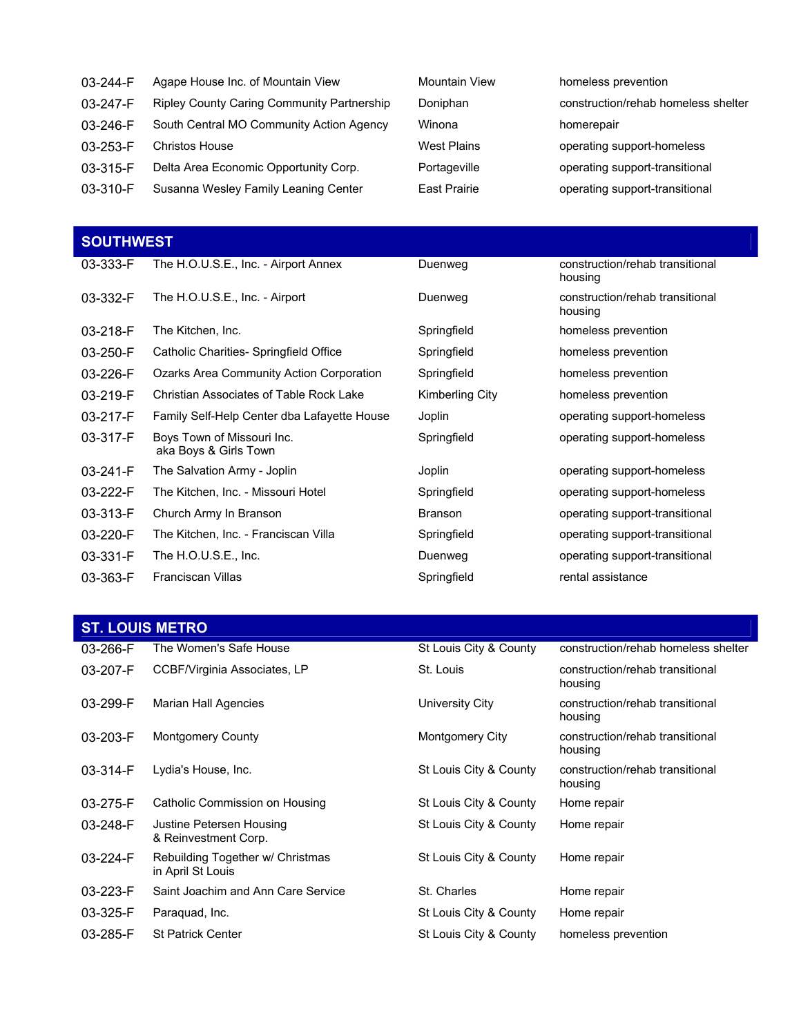| | | | |
|---|---|---|---|
| 03-244-F | Agape House Inc. of Mountain View | Mountain View | homeless prevention |
| 03-247-F | Ripley County Caring Community Partnership | Doniphan | construction/rehab homeless shelter |
| 03-246-F | South Central MO Community Action Agency | Winona | homerepair |
| 03-253-F | Christos House | West Plains | operating support-homeless |
| 03-315-F | Delta Area Economic Opportunity Corp. | Portageville | operating support-transitional |
| 03-310-F | Susanna Wesley Family Leaning Center | East Prairie | operating support-transitional |

## SOUTHWEST

| | | | |
|---|---|---|---|
| 03-333-F | The H.O.U.S.E., Inc. - Airport Annex | Duenweg | construction/rehab transitional housing |
| 03-332-F | The H.O.U.S.E., Inc. - Airport | Duenweg | construction/rehab transitional housing |
| 03-218-F | The Kitchen, Inc. | Springfield | homeless prevention |
| 03-250-F | Catholic Charities- Springfield Office | Springfield | homeless prevention |
| 03-226-F | Ozarks Area Community Action Corporation | Springfield | homeless prevention |
| 03-219-F | Christian Associates of Table Rock Lake | Kimberling City | homeless prevention |
| 03-217-F | Family Self-Help Center dba Lafayette House | Joplin | operating support-homeless |
| 03-317-F | Boys Town of Missouri Inc. aka Boys & Girls Town | Springfield | operating support-homeless |
| 03-241-F | The Salvation Army - Joplin | Joplin | operating support-homeless |
| 03-222-F | The Kitchen, Inc. - Missouri Hotel | Springfield | operating support-homeless |
| 03-313-F | Church Army In Branson | Branson | operating support-transitional |
| 03-220-F | The Kitchen, Inc. - Franciscan Villa | Springfield | operating support-transitional |
| 03-331-F | The H.O.U.S.E., Inc. | Duenweg | operating support-transitional |
| 03-363-F | Franciscan Villas | Springfield | rental assistance |

## ST. LOUIS METRO

| | | | |
|---|---|---|---|
| 03-266-F | The Women's Safe House | St Louis City & County | construction/rehab homeless shelter |
| 03-207-F | CCBF/Virginia Associates, LP | St. Louis | construction/rehab transitional housing |
| 03-299-F | Marian Hall Agencies | University City | construction/rehab transitional housing |
| 03-203-F | Montgomery County | Montgomery City | construction/rehab transitional housing |
| 03-314-F | Lydia's House, Inc. | St Louis City & County | construction/rehab transitional housing |
| 03-275-F | Catholic Commission on Housing | St Louis City & County | Home repair |
| 03-248-F | Justine Petersen Housing & Reinvestment Corp. | St Louis City & County | Home repair |
| 03-224-F | Rebuilding Together w/ Christmas in April St Louis | St Louis City & County | Home repair |
| 03-223-F | Saint Joachim and Ann Care Service | St. Charles | Home repair |
| 03-325-F | Paraquad, Inc. | St Louis City & County | Home repair |
| 03-285-F | St Patrick Center | St Louis City & County | homeless prevention |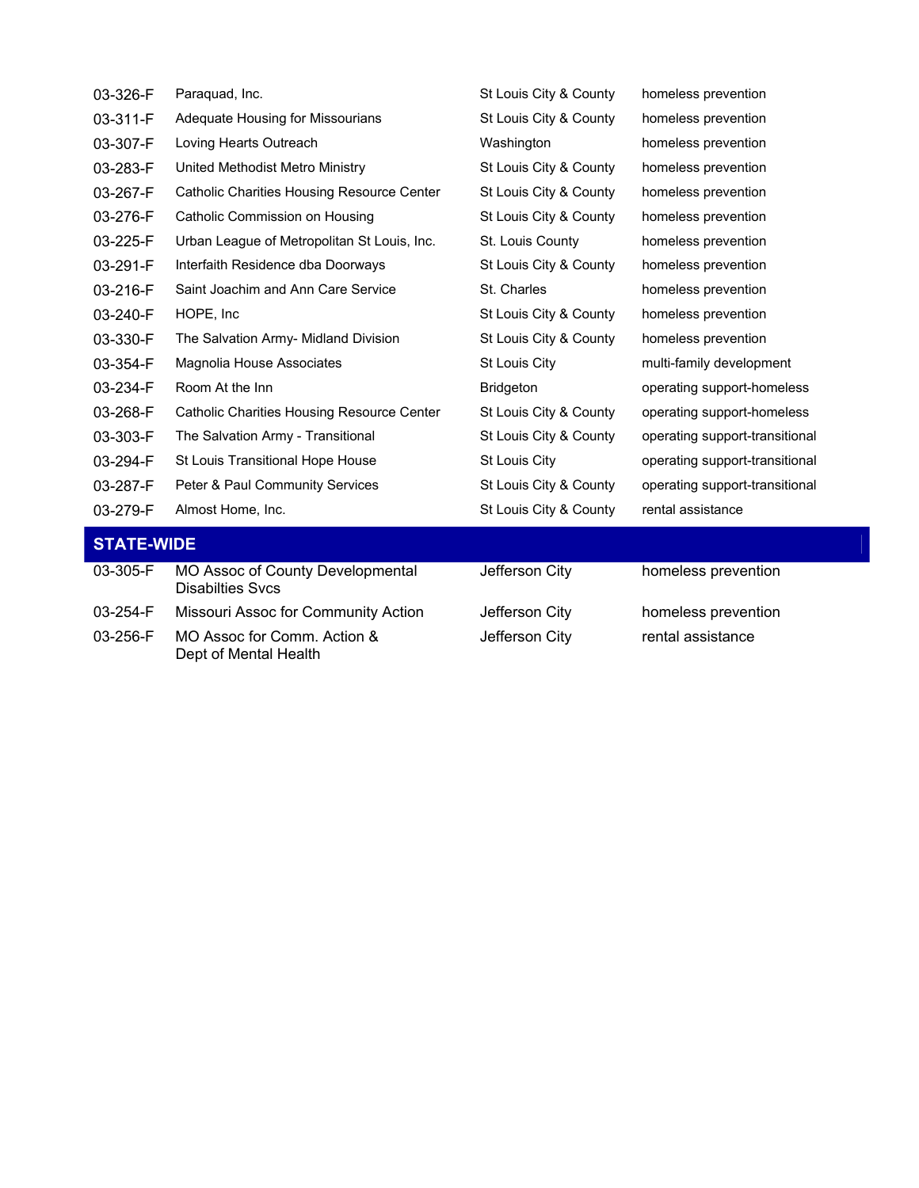| | | | |
|---|---|---|---|
| 03-326-F | Paraquad, Inc. | St Louis City & County | homeless prevention |
| 03-311-F | Adequate Housing for Missourians | St Louis City & County | homeless prevention |
| 03-307-F | Loving Hearts Outreach | Washington | homeless prevention |
| 03-283-F | United Methodist Metro Ministry | St Louis City & County | homeless prevention |
| 03-267-F | Catholic Charities Housing Resource Center | St Louis City & County | homeless prevention |
| 03-276-F | Catholic Commission on Housing | St Louis City & County | homeless prevention |
| 03-225-F | Urban League of Metropolitan St Louis, Inc. | St. Louis County | homeless prevention |
| 03-291-F | Interfaith Residence dba Doorways | St Louis City & County | homeless prevention |
| 03-216-F | Saint Joachim and Ann Care Service | St. Charles | homeless prevention |
| 03-240-F | HOPE, Inc | St Louis City & County | homeless prevention |
| 03-330-F | The Salvation Army- Midland Division | St Louis City & County | homeless prevention |
| 03-354-F | Magnolia House Associates | St Louis City | multi-family development |
| 03-234-F | Room At the Inn | Bridgeton | operating support-homeless |
| 03-268-F | Catholic Charities Housing Resource Center | St Louis City & County | operating support-homeless |
| 03-303-F | The Salvation Army - Transitional | St Louis City & County | operating support-transitional |
| 03-294-F | St Louis Transitional Hope House | St Louis City | operating support-transitional |
| 03-287-F | Peter & Paul Community Services | St Louis City & County | operating support-transitional |
| 03-279-F | Almost Home, Inc. | St Louis City & County | rental assistance |

## STATE-WIDE

| | | | |
|---|---|---|---|
| 03-305-F | MO Assoc of County Developmental Disabilties Svcs | Jefferson City | homeless prevention |
| 03-254-F | Missouri Assoc for Community Action | Jefferson City | homeless prevention |
| 03-256-F | MO Assoc for Comm. Action & Dept of Mental Health | Jefferson City | rental assistance |